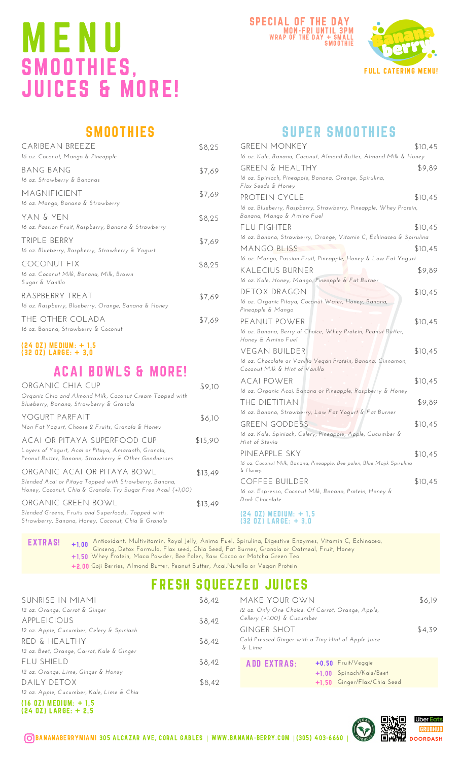# MENU
## SMOOTHIES, JUICES & MORE!

**SPECIAL OF THE DAY**
MON-FRI UNTIL 3PM
WRAP OF THE DAY + SMALL SMOOTHIE

Banana berry

FULL CATERING MENU!

## SMOOTHIES

| Item | Price |
|---|---|
| CARIBEAN BREEZE<br>*16 oz. Coconut, Mango & Pineapple* | $8,25 |
| BANG BANG<br>*16 oz. Strawberry & Bananas* | $7,69 |
| MAGNIFICIENT<br>*16 oz. Mango, Banana & Strawberry* | $7,69 |
| YAN & YEN<br>*16 oz. Passion Fruit, Raspberry, Banana & Strawberry* | $8,25 |
| TRIPLE BERRY<br>*16 oz. Blueberry, Raspberry, Strawberry & Yogurt* | $7,69 |
| COCONUT FIX<br>*16 oz. Coconut Milk, Banana, Milk, Brown Sugar & Vanilla* | $8,25 |
| RASPBERRY TREAT<br>*16 oz. Raspberry, Blueberry, Orange, Banana & Honey* | $7,69 |
| THE OTHER COLADA<br>*16 oz. Banana, Strawberry & Coconut* | $7,69 |

(24 OZ) MEDIUM: + 1,5
(32 OZ) LARGE: + 3,0

## ACAI BOWLS & MORE!

| Item | Price |
|---|---|
| ORGANIC CHIA CUP<br>*Organic Chia and Almond Milk, Coconut Cream Topped with Blueberry, Banana, Strawberry & Granola* | $9,10 |
| YOGURT PARFAIT<br>*Non Fat Yogurt, Choose 2 Fruits, Granola & Honey* | $6,10 |
| ACAI OR PITAYA SUPERFOOD CUP<br>*Layers of Yogurt, Acai or Pitaya, Amaranth, Granola, Peanut Butter, Banana, Strawberry & Other Goodnesses* | $15,90 |
| ORGANIC ACAI OR PITAYA BOWL<br>*Blended Acai or Pitaya Topped with Strawberry, Banana, Honey, Coconut, Chia & Granola. Try Sugar Free Acai! (+1,00)* | $13,49 |
| ORGANIC GREEN BOWL<br>*Blended Greens, Fruits and Superfoods, Topped with Strawberry, Banana, Honey, Coconut, Chia & Granola* | $13,49 |

## SUPER SMOOTHIES

| Item | Price |
|---|---|
| GREEN MONKEY<br>*16 oz. Kale, Banana, Coconut, Almond Butter, Almond Milk & Honey* | $10,45 |
| GREEN & HEALTHY<br>*16 oz. Spiniach, Pineapple, Banana, Orange, Spirulina, Flax Seeds & Honey* | $9,89 |
| PROTEIN CYCLE<br>*16 oz. Blueberry, Raspberry, Strawberry, Pineapple, Whey Protein, Banana, Mango & Amino Fuel* | $10,45 |
| FLU FIGHTER<br>*16 oz. Banana, Strawberry, Orange, Vitamin C, Echinacea & Spirulina* | $10,45 |
| MANGO BLISS<br>*16 oz. Mango, Passion Fruit, Pineapple, Honey & Low Fat Yogurt* | $10,45 |
| KALECIUS BURNER<br>*16 oz. Kale, Honey, Mango, Pineapple & Fat Burner* | $9,89 |
| DETOX DRAGON<br>*16 oz. Organic Pitaya, Coconut Water, Honey, Banana, Pineapple & Mango* | $10,45 |
| PEANUT POWER<br>*16 oz. Banana, Berry of Choice, Whey Protein, Peanut Butter, Honey & Amino Fuel* | $10,45 |
| VEGAN BUILDER<br>*16 oz. Chocolate or Vanilla Vegan Protein, Banana, Cinnamon, Coconut Milk & Hint of Vanilla* | $10,45 |
| ACAI POWER<br>*16 oz. Organic Acai, Banana or Pineapple, Raspberry & Honey* | $10,45 |
| THE DIETITIAN<br>*16 oz. Banana, Strawberry, Low Fat Yogurt & Fat Burner* | $9,89 |
| GREEN GODDESS<br>*16 oz. Kale, Spiniach, Celery, Pineapple, Apple, Cucumber & Hint of Stevia* | $10,45 |
| PINEAPPLE SKY<br>*16 oz. Coconut Milk, Banana, Pineapple, Bee polen, Blue Majik Spirulina & Honey.* | $10,45 |
| COFFEE BUILDER<br>*16 oz. Espresso, Coconut Milk, Banana, Protein, Honey & Dark Chocolate* | $10,45 |

(24 OZ) MEDIUM: + 1,5
(32 OZ) LARGE: + 3,0

**EXTRAS!**
- +1,00 Antioxidant, Multivitamin, Royal Jelly, Animo Fuel, Spirulina, Digestive Enzymes, Vitamin C, Echinacea, Ginseng, Detox Formula, Flax seed, Chia Seed, Fat Burner, Granola or Oatmeal, Fruit, Honey
- +1,50 Whey Protein, Maca Powder, Bee Polen, Raw Cacao or Matcha Green Tea
- +2,00 Goji Berries, Almond Butter, Peanut Butter, Acai,Nutella or Vegan Protein

## FRESH SQUEEZED JUICES

| Item | Price |
|---|---|
| SUNRISE IN MIAMI<br>*12 oz. Orange, Carrot & Ginger* | $8,42 |
| APPLEICIOUS<br>*12 oz. Apple, Cucumber, Celery & Spiniach* | $8,42 |
| RED & HEALTHY<br>*12 oz. Beet, Orange, Carrot, Kale & Ginger* | $8,42 |
| FLU SHIELD<br>*12 oz. Orange, Lime, Ginger & Honey* | $8,42 |
| DAILY DETOX<br>*12 oz. Apple, Cucumber, Kale, Lime & Chia* | $8,42 |

(16 OZ) MEDIUM: + 1,5
(24 OZ) LARGE: + 2,5

| Item | Price |
|---|---|
| MAKE YOUR OWN<br>*12 oz. Only One Choice. Of Carrot, Orange, Apple, Cellery (+1.00) & Cucumber* | $6,19 |
| GINGER SHOT<br>*Cold Pressed Ginger with a Tiny Hint of Apple Juice & Lime* | $4,39 |

**ADD EXTRAS:**
- +0,50 Fruit/Veggie
- +1,00 Spinach/Kale/Beet
- +1,50 Ginger/Flax/Chia Seed

BANANABERRYMIAMI 305 ALCAZAR AVE, CORAL GABLES | WWW.BANANA-BERRY.COM | (305) 403-6660 |

VEGAN FRIENDLY — Uber Eats — GRUBHUB — DOORDASH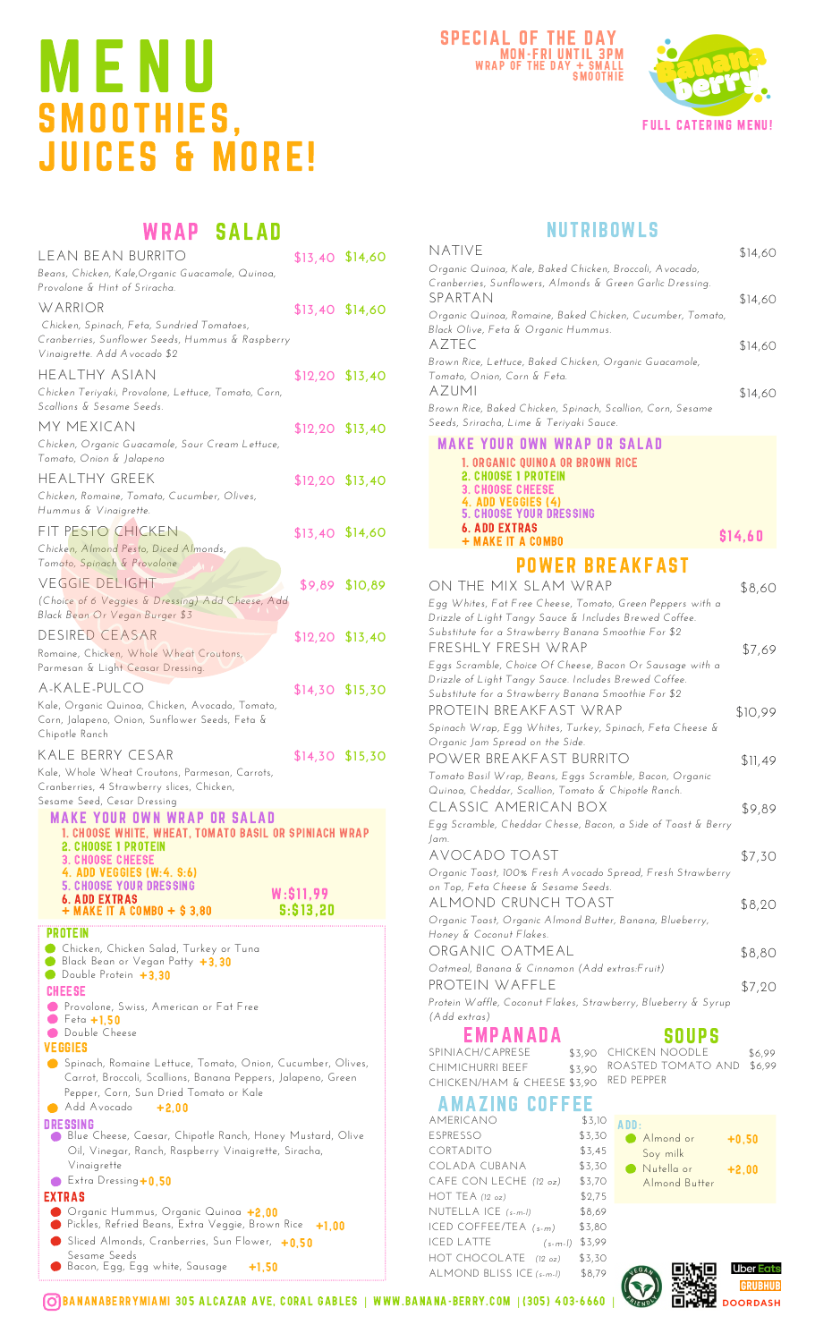# MENU
## SMOOTHIES, JUICES & MORE!

**SPECIAL OF THE DAY**
MON-FRI UNTIL 3PM
WRAP OF THE DAY + SMALL SMOOTHIE

Banana berry

FULL CATERING MENU!

## WRAP SALAD

| | WRAP | SALAD |
|---|---|---|
| LEAN BEAN BURRITO<br>*Beans, Chicken, Kale, Organic Guacamole, Quinoa, Provolone & Hint of Sriracha.* | $13,40 | $14,60 |
| WARRIOR<br>*Chicken, Spinach, Feta, Sundried Tomatoes, Cranberries, Sunflower Seeds, Hummus & Raspberry Vinaigrette. Add Avocado $2* | $13,40 | $14,60 |
| HEALTHY ASIAN<br>*Chicken Teriyaki, Provolone, Lettuce, Tomato, Corn, Scallions & Sesame Seeds.* | $12,20 | $13,40 |
| MY MEXICAN<br>*Chicken, Organic Guacamole, Sour Cream Lettuce, Tomato, Onion & Jalapeno* | $12,20 | $13,40 |
| HEALTHY GREEK<br>*Chicken, Romaine, Tomato, Cucumber, Olives, Hummus & Vinaigrette.* | $12,20 | $13,40 |
| FIT PESTO CHICKEN<br>*Chicken, Almond Pesto, Diced Almonds, Tomato, Spinach & Provolone* | $13,40 | $14,60 |
| VEGGIE DELIGHT<br>*(Choice of 6 Veggies & Dressing) Add Cheese, Add Black Bean Or Vegan Burger $3* | $9,89 | $10,89 |
| DESIRED CEASAR<br>*Romaine, Chicken, Whole Wheat Croutons, Parmesan & Light Ceasar Dressing.* | $12,20 | $13,40 |
| A-KALE-PULCO<br>*Kale, Organic Quinoa, Chicken, Avocado, Tomato, Corn, Jalapeno, Onion, Sunflower Seeds, Feta & Chipotle Ranch* | $14,30 | $15,30 |
| KALE BERRY CESAR<br>*Kale, Whole Wheat Croutons, Parmesan, Carrots, Cranberries, 4 Strawberry slices, Chicken, Sesame Seed, Cesar Dressing* | $14,30 | $15,30 |

### MAKE YOUR OWN WRAP OR SALAD
1. CHOOSE WHITE, WHEAT, TOMATO BASIL OR SPINIACH WRAP
2. CHOOSE 1 PROTEIN
3. CHOOSE CHEESE
4. ADD VEGGIES (W:4, S:6)
5. CHOOSE YOUR DRESSING
6. ADD EXTRAS
+ MAKE IT A COMBO + $ 3,80

W:$11,99
S:$13,20

**PROTEIN**
- Chicken, Chicken Salad, Turkey or Tuna
- Black Bean or Vegan Patty +3,30
- Double Protein +3,30

**CHEESE**
- Provolone, Swiss, American or Fat Free
- Feta +1,50
- Double Cheese

**VEGGIES**
- Spinach, Romaine Lettuce, Tomato, Onion, Cucumber, Olives, Carrot, Broccoli, Scallions, Banana Peppers, Jalapeno, Green Pepper, Corn, Sun Dried Tomato or Kale
- Add Avocado +2,00

**DRESSING**
- Blue Cheese, Caesar, Chipotle Ranch, Honey Mustard, Olive Oil, Vinegar, Ranch, Raspberry Vinaigrette, Siracha, Vinaigrette
- Extra Dressing +0,50

**EXTRAS**
- Organic Hummus, Organic Quinoa +2,00
- Pickles, Refried Beans, Extra Veggie, Brown Rice +1,00
- Sliced Almonds, Cranberries, Sun Flower, Sesame Seeds +0,50
- Bacon, Egg, Egg white, Sausage +1,50

## NUTRIBOWLS

| | |
|---|---|
| NATIVE<br>*Organic Quinoa, Kale, Baked Chicken, Broccoli, Avocado, Cranberries, Sunflowers, Almonds & Green Garlic Dressing.* | $14,60 |
| SPARTAN<br>*Organic Quinoa, Romaine, Baked Chicken, Cucumber, Tomato, Black Olive, Feta & Organic Hummus.* | $14,60 |
| AZTEC<br>*Brown Rice, Lettuce, Baked Chicken, Organic Guacamole, Tomato, Onion, Corn & Feta.* | $14,60 |
| AZUMI<br>*Brown Rice, Baked Chicken, Spinach, Scallion, Corn, Sesame Seeds, Sriracha, Lime & Teriyaki Sauce.* | $14,60 |

### MAKE YOUR OWN WRAP OR SALAD
1. ORGANIC QUINOA OR BROWN RICE
2. CHOOSE 1 PROTEIN
3. CHOOSE CHEESE
4. ADD VEGGIES (4)
5. CHOOSE YOUR DRESSING
6. ADD EXTRAS
+ MAKE IT A COMBO

$14,60

## POWER BREAKFAST

| | |
|---|---|
| ON THE MIX SLAM WRAP<br>*Egg Whites, Fat Free Cheese, Tomato, Green Peppers with a Drizzle of Light Tangy Sauce & Includes Brewed Coffee. Substitute for a Strawberry Banana Smoothie For $2* | $8,60 |
| FRESHLY FRESH WRAP<br>*Eggs Scramble, Choice Of Cheese, Bacon Or Sausage with a Drizzle of Light Tangy Sauce. Includes Brewed Coffee. Substitute for a Strawberry Banana Smoothie For $2* | $7,69 |
| PROTEIN BREAKFAST WRAP<br>*Spinach Wrap, Egg Whites, Turkey, Spinach, Feta Cheese & Organic Jam Spread on the Side.* | $10,99 |
| POWER BREAKFAST BURRITO<br>*Tomato Basil Wrap, Beans, Eggs Scramble, Bacon, Organic Quinoa, Cheddar, Scallion, Tomato & Chipotle Ranch.* | $11,49 |
| CLASSIC AMERICAN BOX<br>*Egg Scramble, Cheddar Chesse, Bacon, a Side of Toast & Berry Jam.* | $9,89 |
| AVOCADO TOAST<br>*Organic Toast, 100% Fresh Avocado Spread, Fresh Strawberry on Top, Feta Cheese & Sesame Seeds.* | $7,30 |
| ALMOND CRUNCH TOAST<br>*Organic Toast, Organic Almond Butter, Banana, Blueberry, Honey & Coconut Flakes.* | $8,20 |
| ORGANIC OATMEAL<br>*Oatmeal, Banana & Cinnamon (Add extras:Fruit)* | $8,80 |
| PROTEIN WAFFLE<br>*Protein Waffle, Coconut Flakes, Strawberry, Blueberry & Syrup (Add extras)* | $7,20 |

## EMPANADA

| | |
|---|---|
| SPINIACH/CAPRESE | $3,90 |
| CHIMICHURRI BEEF | $3,90 |
| CHICKEN/HAM & CHEESE | $3,90 |

## SOUPS

| | |
|---|---|
| CHICKEN NOODLE | $6,99 |
| ROASTED TOMATO AND RED PEPPER | $6,99 |

## AMAZING COFFEE

| | |
|---|---|
| AMERICANO | $3,10 |
| ESPRESSO | $3,30 |
| CORTADITO | $3,45 |
| COLADA CUBANA | $3,30 |
| CAFE CON LECHE (12 oz) | $3,70 |
| HOT TEA (12 oz) | $2,75 |
| NUTELLA ICE (s-m-l) | $8,69 |
| ICED COFFEE/TEA (s-m) | $3,80 |
| ICED LATTE (s-m-l) | $3,99 |
| HOT CHOCOLATE (12 oz) | $3,30 |
| ALMOND BLISS ICE (s-m-l) | $8,79 |

**ADD:**
- Almond or Soy milk +0,50
- Nutella or Almond Butter +2,00

VEGAN FRIENDLY

Uber Eats | GRUBHUB | DOORDASH

BANANABERRYMIAMI 305 ALCAZAR AVE, CORAL GABLES | WWW.BANANA-BERRY.COM | (305) 403-6660 |